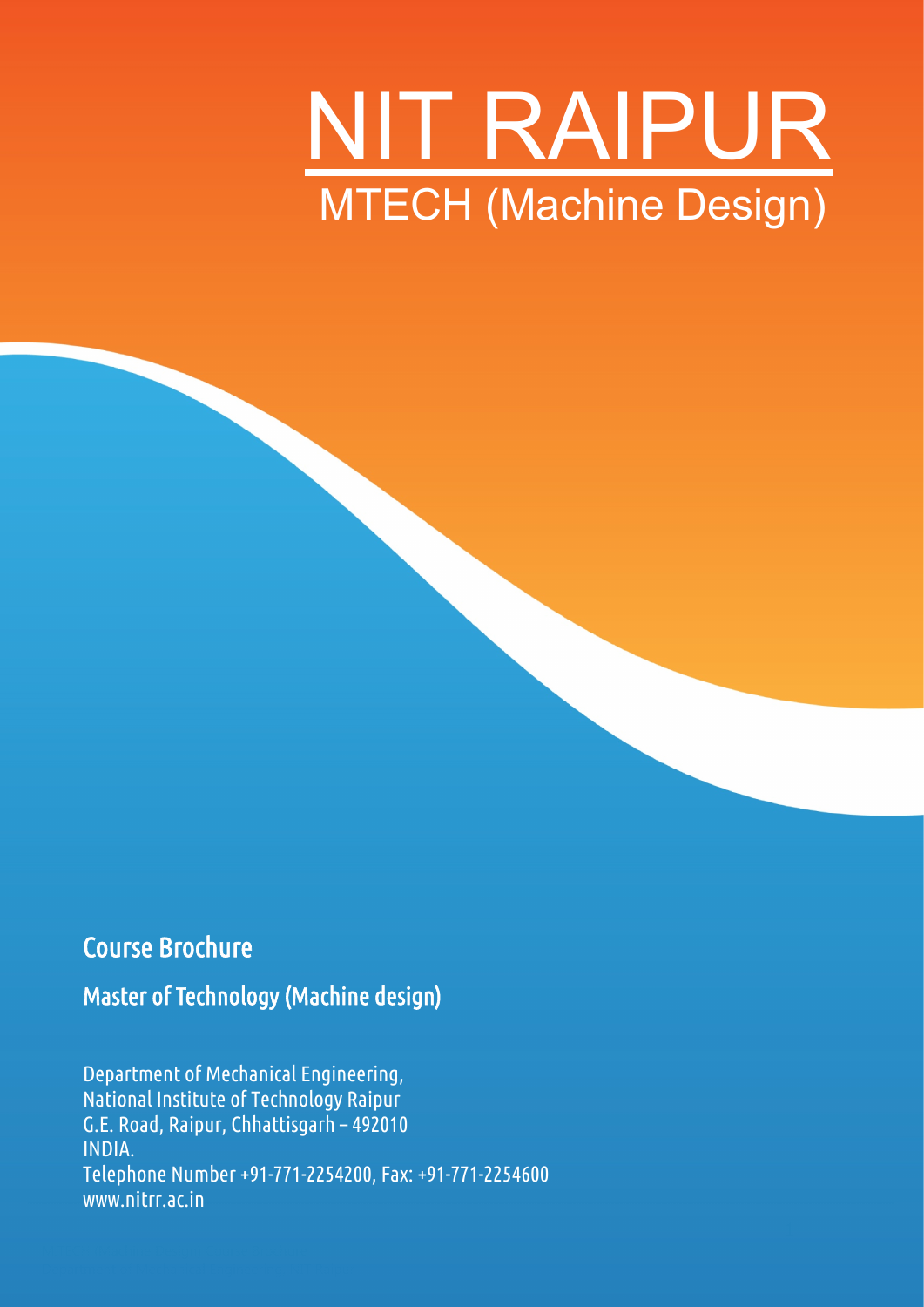# NIT RAIPUR

## MTECH (Machine Design)

### Course Brochure

### Master of Technology (Machine design)

Department of Mechanical Engineering,
National Institute of Technology Raipur
G.E. Road, Raipur, Chhattisgarh – 492010
INDIA.
Telephone Number +91-771-2254200, Fax: +91-771-2254600
www.nitrr.ac.in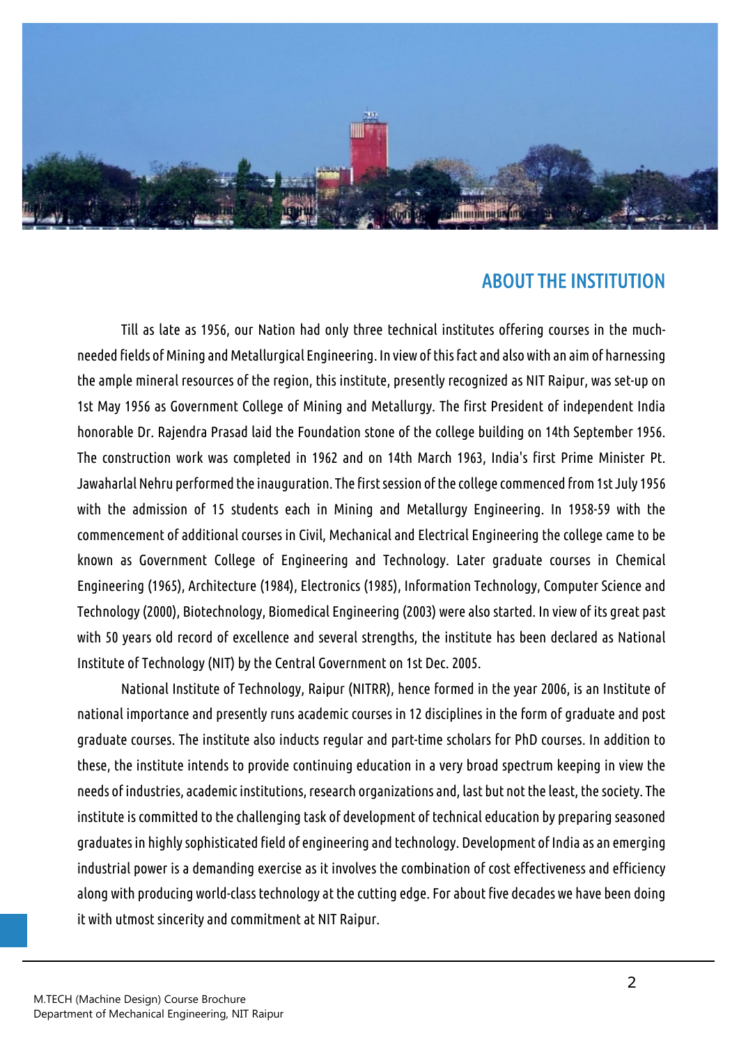## ABOUT THE INSTITUTION

Till as late as 1956, our Nation had only three technical institutes offering courses in the much-needed fields of Mining and Metallurgical Engineering. In view of this fact and also with an aim of harnessing the ample mineral resources of the region, this institute, presently recognized as NIT Raipur, was set-up on 1st May 1956 as Government College of Mining and Metallurgy. The first President of independent India honorable Dr. Rajendra Prasad laid the Foundation stone of the college building on 14th September 1956. The construction work was completed in 1962 and on 14th March 1963, India's first Prime Minister Pt. Jawaharlal Nehru performed the inauguration. The first session of the college commenced from 1st July 1956 with the admission of 15 students each in Mining and Metallurgy Engineering. In 1958-59 with the commencement of additional courses in Civil, Mechanical and Electrical Engineering the college came to be known as Government College of Engineering and Technology. Later graduate courses in Chemical Engineering (1965), Architecture (1984), Electronics (1985), Information Technology, Computer Science and Technology (2000), Biotechnology, Biomedical Engineering (2003) were also started. In view of its great past with 50 years old record of excellence and several strengths, the institute has been declared as National Institute of Technology (NIT) by the Central Government on 1st Dec. 2005.

National Institute of Technology, Raipur (NITRR), hence formed in the year 2006, is an Institute of national importance and presently runs academic courses in 12 disciplines in the form of graduate and post graduate courses. The institute also inducts regular and part-time scholars for PhD courses. In addition to these, the institute intends to provide continuing education in a very broad spectrum keeping in view the needs of industries, academic institutions, research organizations and, last but not the least, the society. The institute is committed to the challenging task of development of technical education by preparing seasoned graduates in highly sophisticated field of engineering and technology. Development of India as an emerging industrial power is a demanding exercise as it involves the combination of cost effectiveness and efficiency along with producing world-class technology at the cutting edge. For about five decades we have been doing it with utmost sincerity and commitment at NIT Raipur.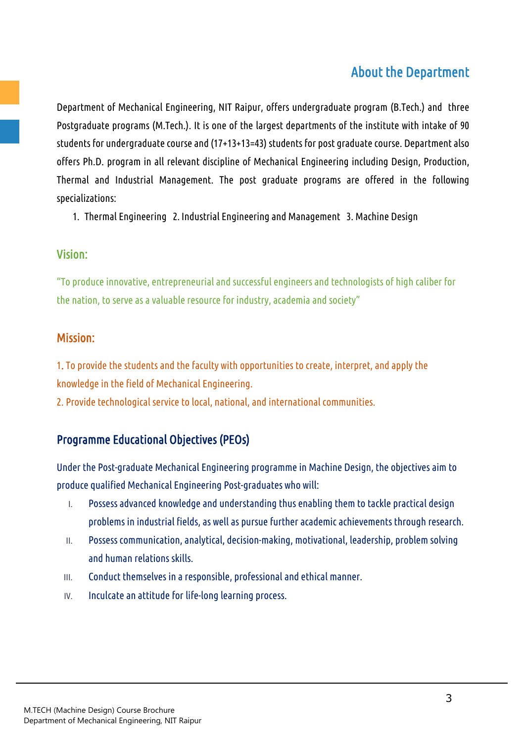## About the Department

Department of Mechanical Engineering, NIT Raipur, offers undergraduate program (B.Tech.) and three Postgraduate programs (M.Tech.). It is one of the largest departments of the institute with intake of 90 students for undergraduate course and (17+13+13=43) students for post graduate course. Department also offers Ph.D. program in all relevant discipline of Mechanical Engineering including Design, Production, Thermal and Industrial Management. The post graduate programs are offered in the following specializations:

1. Thermal Engineering 2. Industrial Engineering and Management 3. Machine Design

### Vision:

"To produce innovative, entrepreneurial and successful engineers and technologists of high caliber for the nation, to serve as a valuable resource for industry, academia and society"

### Mission:

1. To provide the students and the faculty with opportunities to create, interpret, and apply the knowledge in the field of Mechanical Engineering.
2. Provide technological service to local, national, and international communities.

### Programme Educational Objectives (PEOs)

Under the Post-graduate Mechanical Engineering programme in Machine Design, the objectives aim to produce qualified Mechanical Engineering Post-graduates who will:

I. Possess advanced knowledge and understanding thus enabling them to tackle practical design problems in industrial fields, as well as pursue further academic achievements through research.

II. Possess communication, analytical, decision-making, motivational, leadership, problem solving and human relations skills.

III. Conduct themselves in a responsible, professional and ethical manner.

IV. Inculcate an attitude for life-long learning process.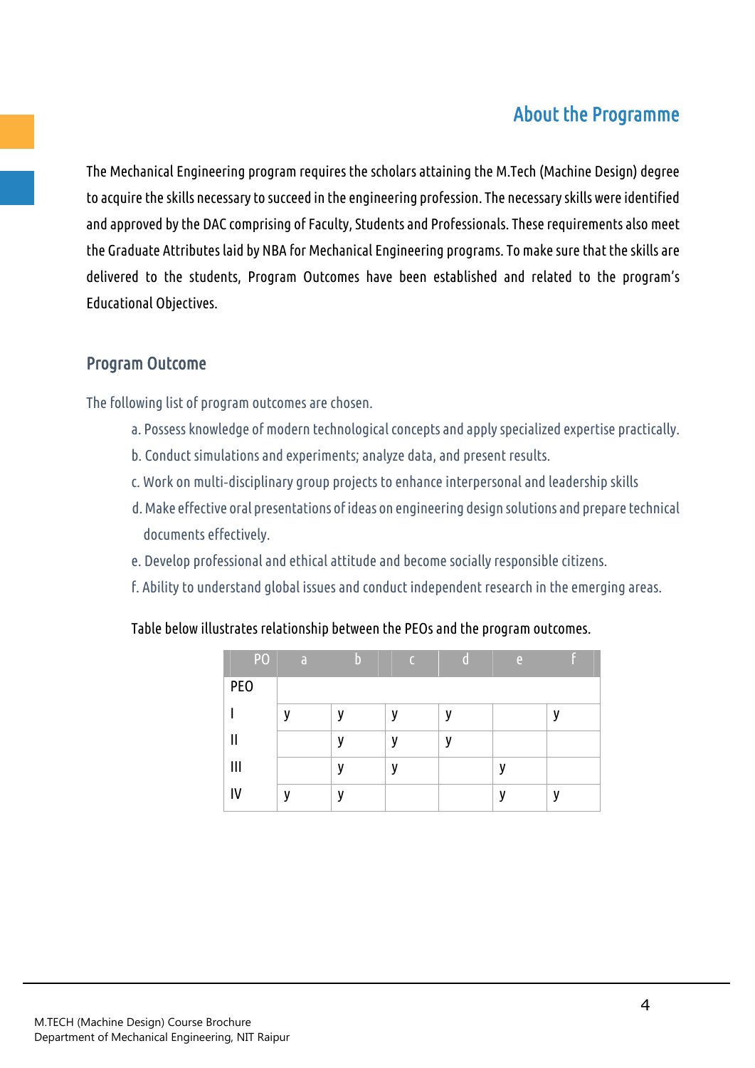## About the Programme

The Mechanical Engineering program requires the scholars attaining the M.Tech (Machine Design) degree to acquire the skills necessary to succeed in the engineering profession. The necessary skills were identified and approved by the DAC comprising of Faculty, Students and Professionals. These requirements also meet the Graduate Attributes laid by NBA for Mechanical Engineering programs. To make sure that the skills are delivered to the students, Program Outcomes have been established and related to the program's Educational Objectives.

### Program Outcome

The following list of program outcomes are chosen.

a. Possess knowledge of modern technological concepts and apply specialized expertise practically.

b. Conduct simulations and experiments; analyze data, and present results.

c. Work on multi-disciplinary group projects to enhance interpersonal and leadership skills

d. Make effective oral presentations of ideas on engineering design solutions and prepare technical documents effectively.

e. Develop professional and ethical attitude and become socially responsible citizens.

f. Ability to understand global issues and conduct independent research in the emerging areas.

Table below illustrates relationship between the PEOs and the program outcomes.

| PO | a | b | c | d | e | f |
|---|---|---|---|---|---|---|
| PEO | | | | | | |
| I | y | y | y | y | | y |
| II | | y | y | y | | |
| III | | y | y | | y | |
| IV | y | y | | | y | y |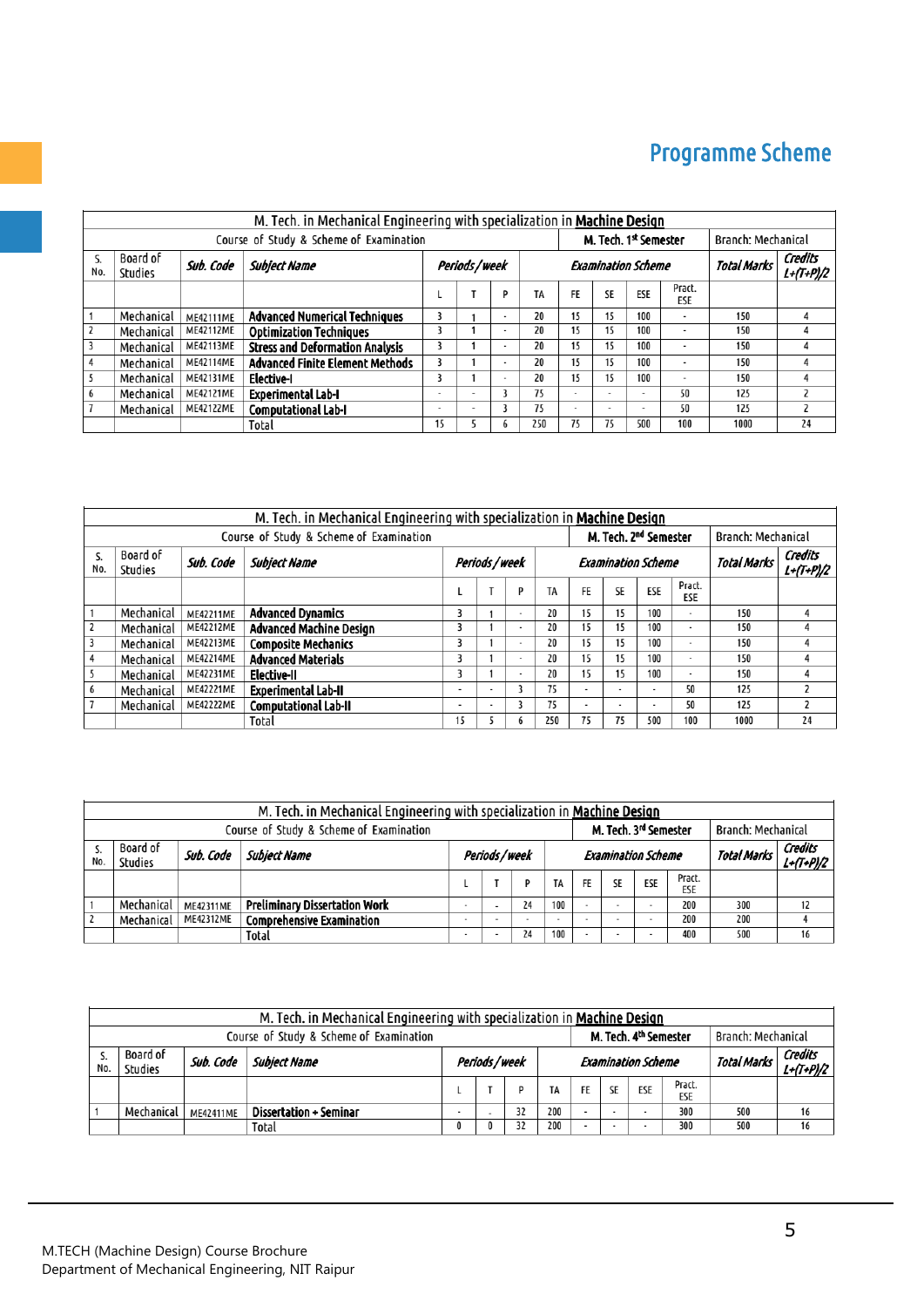# Programme Scheme

| M. Tech. in Mechanical Engineering with specialization in **Machine Design** | | | | | | | | | | | | | |
|---|---|---|---|---|---|---|---|---|---|---|---|---|---|
| Course of Study & Scheme of Examination | | | | | | | | | M. Tech. 1st Semester | | | Branch: Mechanical | |
| S. No. | Board of Studies | Sub. Code | Subject Name | Periods/week | | | Examination Scheme | | | | | Total Marks | Credits L+(T+P)/2 |
| | | | | L | T | P | TA | FE | SE | ESE | Pract. ESE | | |
| 1 | Mechanical | ME42111ME | Advanced Numerical Techniques | 3 | 1 | - | 20 | 15 | 15 | 100 | - | 150 | 4 |
| 2 | Mechanical | ME42112ME | Optimization Techniques | 3 | 1 | - | 20 | 15 | 15 | 100 | - | 150 | 4 |
| 3 | Mechanical | ME42113ME | Stress and Deformation Analysis | 3 | 1 | - | 20 | 15 | 15 | 100 | - | 150 | 4 |
| 4 | Mechanical | ME42114ME | Advanced Finite Element Methods | 3 | 1 | - | 20 | 15 | 15 | 100 | - | 150 | 4 |
| 5 | Mechanical | ME42131ME | Elective-I | 3 | 1 | - | 20 | 15 | 15 | 100 | - | 150 | 4 |
| 6 | Mechanical | ME42121ME | Experimental Lab-I | - | - | 3 | 75 | - | - | - | 50 | 125 | 2 |
| 7 | Mechanical | ME42122ME | Computational Lab-I | - | - | 3 | 75 | - | - | - | 50 | 125 | 2 |
| | | | Total | 15 | 5 | 6 | 250 | 75 | 75 | 500 | 100 | 1000 | 24 |

| M. Tech. in Mechanical Engineering with specialization in **Machine Design** | | | | | | | | | | | | | |
|---|---|---|---|---|---|---|---|---|---|---|---|---|---|
| Course of Study & Scheme of Examination | | | | | | | | | M. Tech. 2nd Semester | | | Branch: Mechanical | |
| S. No. | Board of Studies | Sub. Code | Subject Name | Periods/week | | | Examination Scheme | | | | | Total Marks | Credits L+(T+P)/2 |
| | | | | L | T | P | TA | FE | SE | ESE | Pract. ESE | | |
| 1 | Mechanical | ME42211ME | Advanced Dynamics | 3 | 1 | - | 20 | 15 | 15 | 100 | - | 150 | 4 |
| 2 | Mechanical | ME42212ME | Advanced Machine Design | 3 | 1 | - | 20 | 15 | 15 | 100 | - | 150 | 4 |
| 3 | Mechanical | ME42213ME | Composite Mechanics | 3 | 1 | - | 20 | 15 | 15 | 100 | - | 150 | 4 |
| 4 | Mechanical | ME42214ME | Advanced Materials | 3 | 1 | - | 20 | 15 | 15 | 100 | - | 150 | 4 |
| 5 | Mechanical | ME42231ME | Elective-II | 3 | 1 | - | 20 | 15 | 15 | 100 | - | 150 | 4 |
| 6 | Mechanical | ME42221ME | Experimental Lab-II | - | - | 3 | 75 | - | - | - | 50 | 125 | 2 |
| 7 | Mechanical | ME42222ME | Computational Lab-II | - | - | 3 | 75 | - | - | - | 50 | 125 | 2 |
| | | | Total | 15 | 5 | 6 | 250 | 75 | 75 | 500 | 100 | 1000 | 24 |

| M. Tech. in Mechanical Engineering with specialization in **Machine Design** | | | | | | | | | | | | | |
|---|---|---|---|---|---|---|---|---|---|---|---|---|---|
| Course of Study & Scheme of Examination | | | | | | | | | M. Tech. 3rd Semester | | | Branch: Mechanical | |
| S. No. | Board of Studies | Sub. Code | Subject Name | Periods/week | | | Examination Scheme | | | | | Total Marks | Credits L+(T+P)/2 |
| | | | | L | T | P | TA | FE | SE | ESE | Pract. ESE | | |
| 1 | Mechanical | ME42311ME | Preliminary Dissertation Work | - | - | 24 | 100 | - | - | - | 200 | 300 | 12 |
| 2 | Mechanical | ME42312ME | Comprehensive Examination | - | - | - | - | - | - | - | 200 | 200 | 4 |
| | | | Total | - | - | 24 | 100 | - | - | - | 400 | 500 | 16 |

| M. Tech. in Mechanical Engineering with specialization in **Machine Design** | | | | | | | | | | | | | |
|---|---|---|---|---|---|---|---|---|---|---|---|---|---|
| Course of Study & Scheme of Examination | | | | | | | | | M. Tech. 4th Semester | | | Branch: Mechanical | |
| S. No. | Board of Studies | Sub. Code | Subject Name | Periods/week | | | Examination Scheme | | | | | Total Marks | Credits L+(T+P)/2 |
| | | | | L | T | P | TA | FE | SE | ESE | Pract. ESE | | |
| 1 | Mechanical | ME42411ME | Dissertation + Seminar | - | - | 32 | 200 | - | - | - | 300 | 500 | 16 |
| | | | Total | 0 | 0 | 32 | 200 | - | - | - | 300 | 500 | 16 |

M.TECH (Machine Design) Course Brochure
Department of Mechanical Engineering, NIT Raipur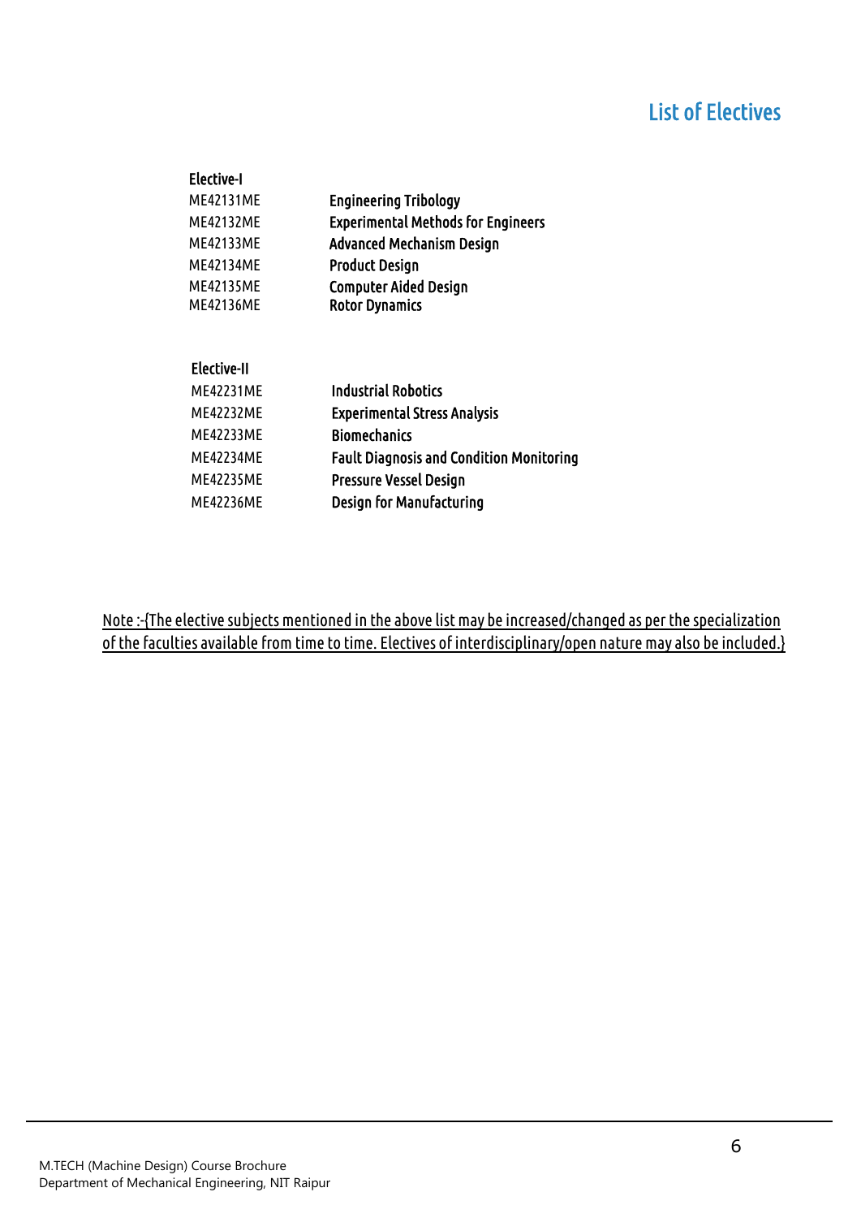## List of Electives

**Elective-I**

| | |
|---|---|
| ME42131ME | **Engineering Tribology** |
| ME42132ME | **Experimental Methods for Engineers** |
| ME42133ME | **Advanced Mechanism Design** |
| ME42134ME | **Product Design** |
| ME42135ME | **Computer Aided Design** |
| ME42136ME | **Rotor Dynamics** |

**Elective-II**

| | |
|---|---|
| ME42231ME | **Industrial Robotics** |
| ME42232ME | **Experimental Stress Analysis** |
| ME42233ME | **Biomechanics** |
| ME42234ME | **Fault Diagnosis and Condition Monitoring** |
| ME42235ME | **Pressure Vessel Design** |
| ME42236ME | **Design for Manufacturing** |

Note :-{The elective subjects mentioned in the above list may be increased/changed as per the specialization of the faculties available from time to time. Electives of interdisciplinary/open nature may also be included.}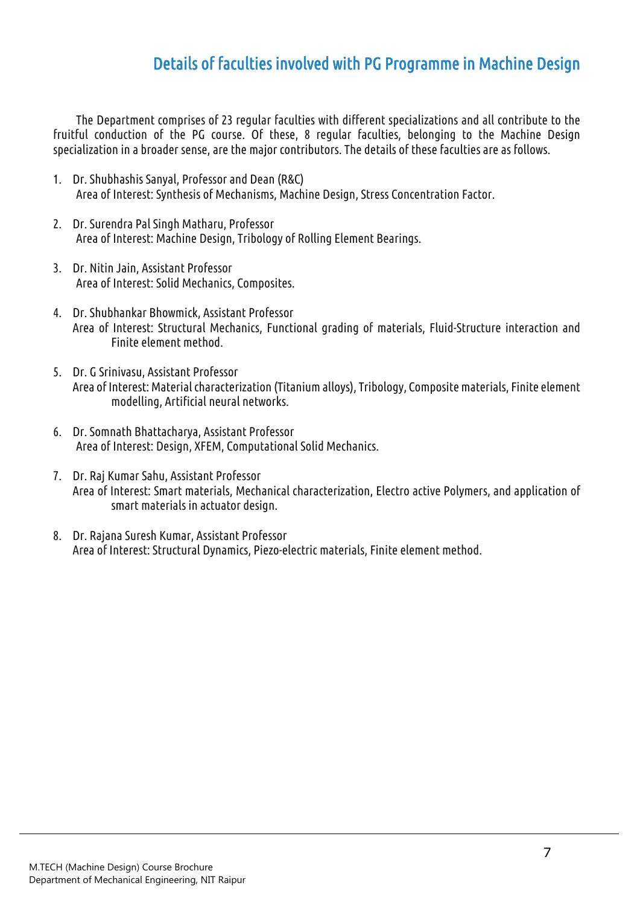## Details of faculties involved with PG Programme in Machine Design

The Department comprises of 23 regular faculties with different specializations and all contribute to the fruitful conduction of the PG course. Of these, 8 regular faculties, belonging to the Machine Design specialization in a broader sense, are the major contributors. The details of these faculties are as follows.

1. Dr. Shubhashis Sanyal, Professor and Dean (R&C)
   Area of Interest: Synthesis of Mechanisms, Machine Design, Stress Concentration Factor.

2. Dr. Surendra Pal Singh Matharu, Professor
   Area of Interest: Machine Design, Tribology of Rolling Element Bearings.

3. Dr. Nitin Jain, Assistant Professor
   Area of Interest: Solid Mechanics, Composites.

4. Dr. Shubhankar Bhowmick, Assistant Professor
   Area of Interest: Structural Mechanics, Functional grading of materials, Fluid-Structure interaction and Finite element method.

5. Dr. G Srinivasu, Assistant Professor
   Area of Interest: Material characterization (Titanium alloys), Tribology, Composite materials, Finite element modelling, Artificial neural networks.

6. Dr. Somnath Bhattacharya, Assistant Professor
   Area of Interest: Design, XFEM, Computational Solid Mechanics.

7. Dr. Raj Kumar Sahu, Assistant Professor
   Area of Interest: Smart materials, Mechanical characterization, Electro active Polymers, and application of smart materials in actuator design.

8. Dr. Rajana Suresh Kumar, Assistant Professor
   Area of Interest: Structural Dynamics, Piezo-electric materials, Finite element method.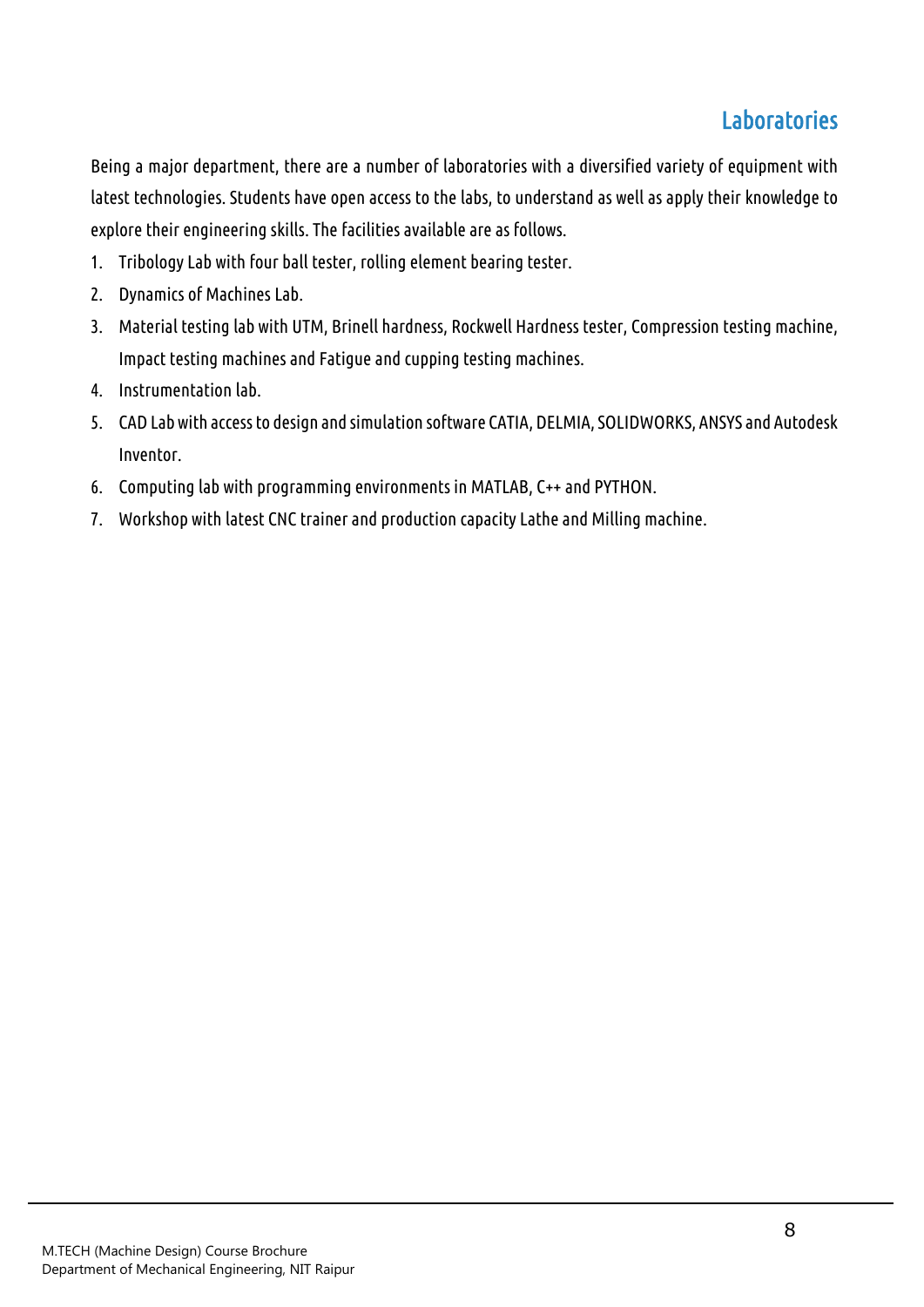## Laboratories

Being a major department, there are a number of laboratories with a diversified variety of equipment with latest technologies. Students have open access to the labs, to understand as well as apply their knowledge to explore their engineering skills. The facilities available are as follows.

1. Tribology Lab with four ball tester, rolling element bearing tester.
2. Dynamics of Machines Lab.
3. Material testing lab with UTM, Brinell hardness, Rockwell Hardness tester, Compression testing machine, Impact testing machines and Fatigue and cupping testing machines.
4. Instrumentation lab.
5. CAD Lab with access to design and simulation software CATIA, DELMIA, SOLIDWORKS, ANSYS and Autodesk Inventor.
6. Computing lab with programming environments in MATLAB, C++ and PYTHON.
7. Workshop with latest CNC trainer and production capacity Lathe and Milling machine.